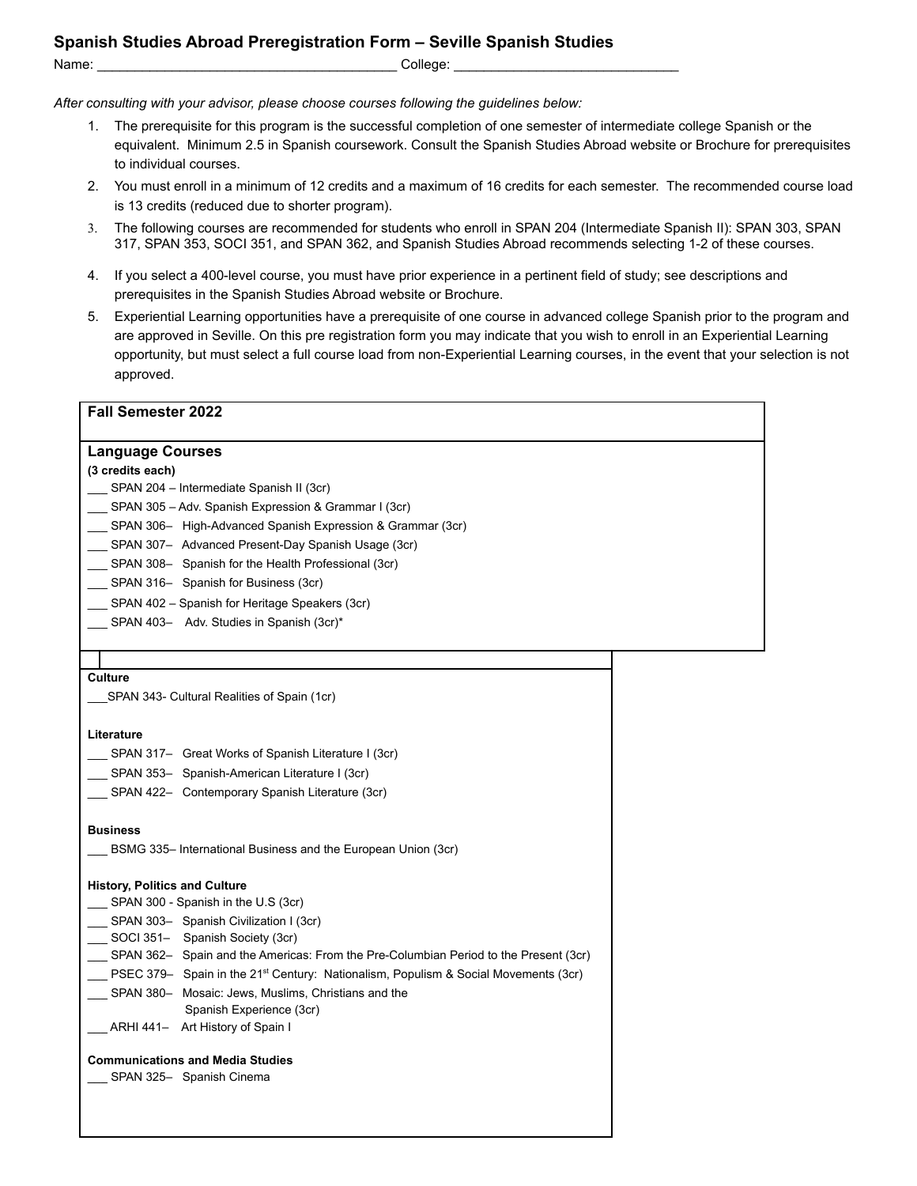## Spanish Studies Abroad Preregistration Form – Seville Spanish Studies

Name: _______________________________________ College: ______________________________

*After consulting with your advisor, please choose courses following the guidelines below:*

1. The prerequisite for this program is the successful completion of one semester of intermediate college Spanish or the equivalent. Minimum 2.5 in Spanish coursework. Consult the Spanish Studies Abroad website or Brochure for prerequisites to individual courses.
2. You must enroll in a minimum of 12 credits and a maximum of 16 credits for each semester. The recommended course load is 13 credits (reduced due to shorter program).
3. The following courses are recommended for students who enroll in SPAN 204 (Intermediate Spanish II): SPAN 303, SPAN 317, SPAN 353, SOCI 351, and SPAN 362, and Spanish Studies Abroad recommends selecting 1-2 of these courses.
4. If you select a 400-level course, you must have prior experience in a pertinent field of study; see descriptions and prerequisites in the Spanish Studies Abroad website or Brochure.
5. Experiential Learning opportunities have a prerequisite of one course in advanced college Spanish prior to the program and are approved in Seville. On this pre registration form you may indicate that you wish to enroll in an Experiential Learning opportunity, but must select a full course load from non-Experiential Learning courses, in the event that your selection is not approved.

### Fall Semester 2022

### Language Courses

**(3 credits each)**

___ SPAN 204 – Intermediate Spanish II (3cr)
___ SPAN 305 – Adv. Spanish Expression & Grammar I (3cr)
___ SPAN 306– High-Advanced Spanish Expression & Grammar (3cr)
___ SPAN 307– Advanced Present-Day Spanish Usage (3cr)
___ SPAN 308– Spanish for the Health Professional (3cr)
___ SPAN 316– Spanish for Business (3cr)
___ SPAN 402 – Spanish for Heritage Speakers (3cr)
___ SPAN 403– Adv. Studies in Spanish (3cr)*

**Culture**

___SPAN 343- Cultural Realities of Spain (1cr)

**Literature**

___ SPAN 317– Great Works of Spanish Literature I (3cr)
___ SPAN 353– Spanish-American Literature I (3cr)
___ SPAN 422– Contemporary Spanish Literature (3cr)

**Business**

___ BSMG 335– International Business and the European Union (3cr)

**History, Politics and Culture**

___ SPAN 300 - Spanish in the U.S (3cr)
___ SPAN 303– Spanish Civilization I (3cr)
___ SOCI 351– Spanish Society (3cr)
___ SPAN 362– Spain and the Americas: From the Pre-Columbian Period to the Present (3cr)
___ PSEC 379– Spain in the 21st Century: Nationalism, Populism & Social Movements (3cr)
___ SPAN 380– Mosaic: Jews, Muslims, Christians and the Spanish Experience (3cr)
___ ARHI 441– Art History of Spain I

**Communications and Media Studies**

___ SPAN 325– Spanish Cinema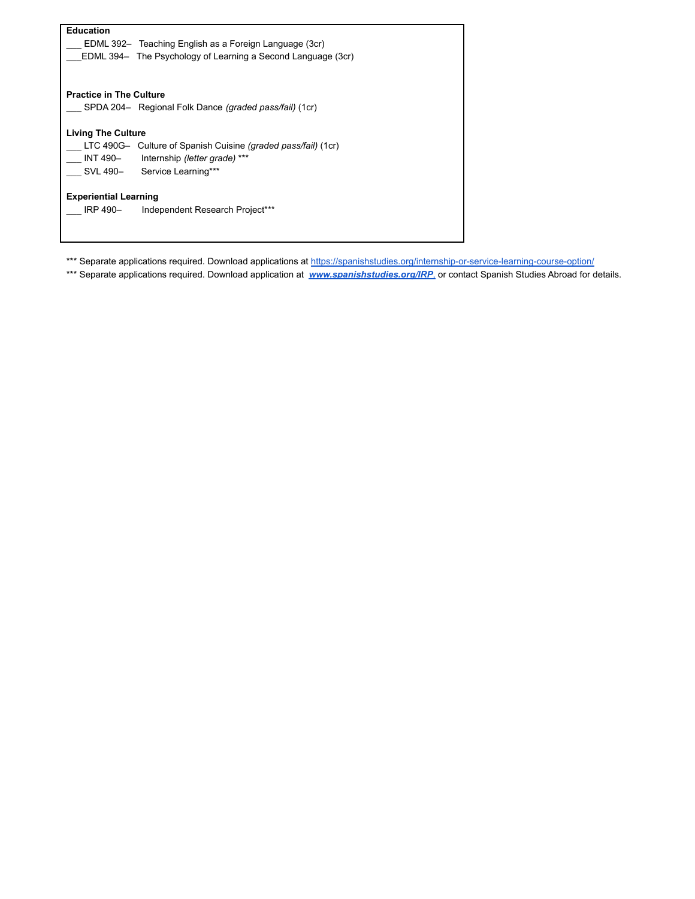**Education**

___ EDML 392– Teaching English as a Foreign Language (3cr)
___EDML 394– The Psychology of Learning a Second Language (3cr)

**Practice in The Culture**

___ SPDA 204– Regional Folk Dance *(graded pass/fail)* (1cr)

**Living The Culture**

___ LTC 490G– Culture of Spanish Cuisine *(graded pass/fail)* (1cr)
___ INT 490– Internship *(letter grade)* ***
___ SVL 490– Service Learning***

**Experiential Learning**

___ IRP 490– Independent Research Project***

*** Separate applications required. Download applications at https://spanishstudies.org/internship-or-service-learning-course-option/

*** Separate applications required. Download application at ***www.spanishstudies.org/IRP*** or contact Spanish Studies Abroad for details.